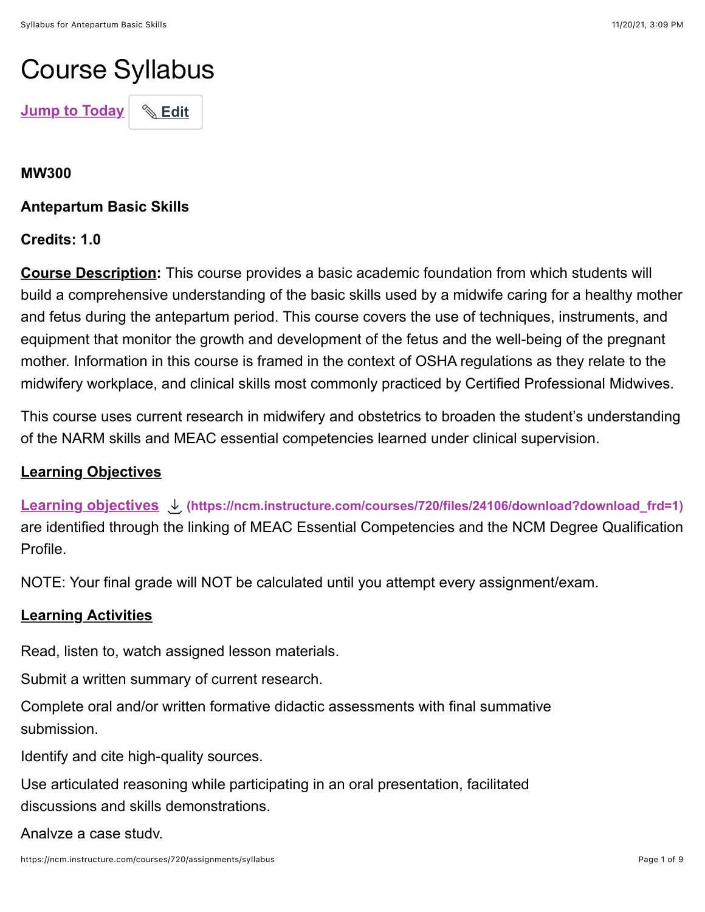# Course Syllabus

Jump to Today Edit

**MW300**

**Antepartum Basic Skills**

**Credits: 1.0**

**Course Description:** This course provides a basic academic foundation from which students will build a comprehensive understanding of the basic skills used by a midwife caring for a healthy mother and fetus during the antepartum period. This course covers the use of techniques, instruments, and equipment that monitor the growth and development of the fetus and the well-being of the pregnant mother. Information in this course is framed in the context of OSHA regulations as they relate to the midwifery workplace, and clinical skills most commonly practiced by Certified Professional Midwives.

This course uses current research in midwifery and obstetrics to broaden the student's understanding of the NARM skills and MEAC essential competencies learned under clinical supervision.

**Learning Objectives**

Learning objectives (https://ncm.instructure.com/courses/720/files/24106/download?download_frd=1) are identified through the linking of MEAC Essential Competencies and the NCM Degree Qualification Profile.

NOTE: Your final grade will NOT be calculated until you attempt every assignment/exam.

**Learning Activities**

Read, listen to, watch assigned lesson materials.

Submit a written summary of current research.

Complete oral and/or written formative didactic assessments with final summative submission.

Identify and cite high-quality sources.

Use articulated reasoning while participating in an oral presentation, facilitated discussions and skills demonstrations.

Analyze a case study.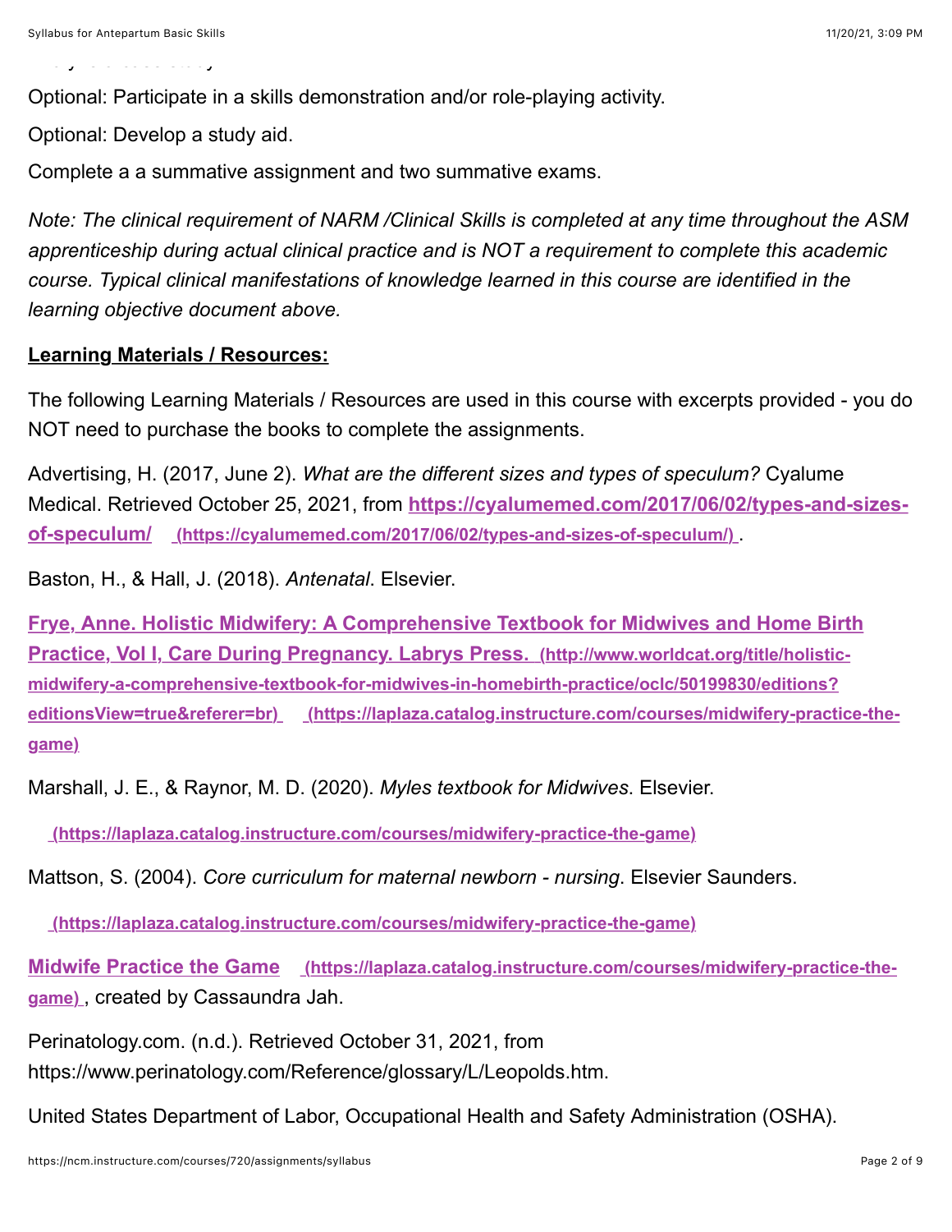Optional: Participate in a skills demonstration and/or role-playing activity.

Optional: Develop a study aid.

Complete a a summative assignment and two summative exams.

*Note: The clinical requirement of NARM /Clinical Skills is completed at any time throughout the ASM apprenticeship during actual clinical practice and is NOT a requirement to complete this academic course. Typical clinical manifestations of knowledge learned in this course are identified in the learning objective document above.*

**Learning Materials / Resources:**

The following Learning Materials / Resources are used in this course with excerpts provided - you do NOT need to purchase the books to complete the assignments.

Advertising, H. (2017, June 2). *What are the different sizes and types of speculum?* Cyalume Medical. Retrieved October 25, 2021, from **https://cyalumemed.com/2017/06/02/types-and-sizes-of-speculum/** (https://cyalumemed.com/2017/06/02/types-and-sizes-of-speculum/) .

Baston, H., & Hall, J. (2018). *Antenatal*. Elsevier.

**Frye, Anne. Holistic Midwifery: A Comprehensive Textbook for Midwives and Home Birth Practice, Vol I, Care During Pregnancy. Labrys Press.** (http://www.worldcat.org/title/holistic-midwifery-a-comprehensive-textbook-for-midwives-in-homebirth-practice/oclc/50199830/editions?editionsView=true&referer=br) (https://laplaza.catalog.instructure.com/courses/midwifery-practice-the-game)

Marshall, J. E., & Raynor, M. D. (2020). *Myles textbook for Midwives*. Elsevier.

(https://laplaza.catalog.instructure.com/courses/midwifery-practice-the-game)

Mattson, S. (2004). *Core curriculum for maternal newborn - nursing*. Elsevier Saunders.

(https://laplaza.catalog.instructure.com/courses/midwifery-practice-the-game)

**Midwife Practice the Game** (https://laplaza.catalog.instructure.com/courses/midwifery-practice-the-game) , created by Cassaundra Jah.

Perinatology.com. (n.d.). Retrieved October 31, 2021, from https://www.perinatology.com/Reference/glossary/L/Leopolds.htm.

United States Department of Labor, Occupational Health and Safety Administration (OSHA).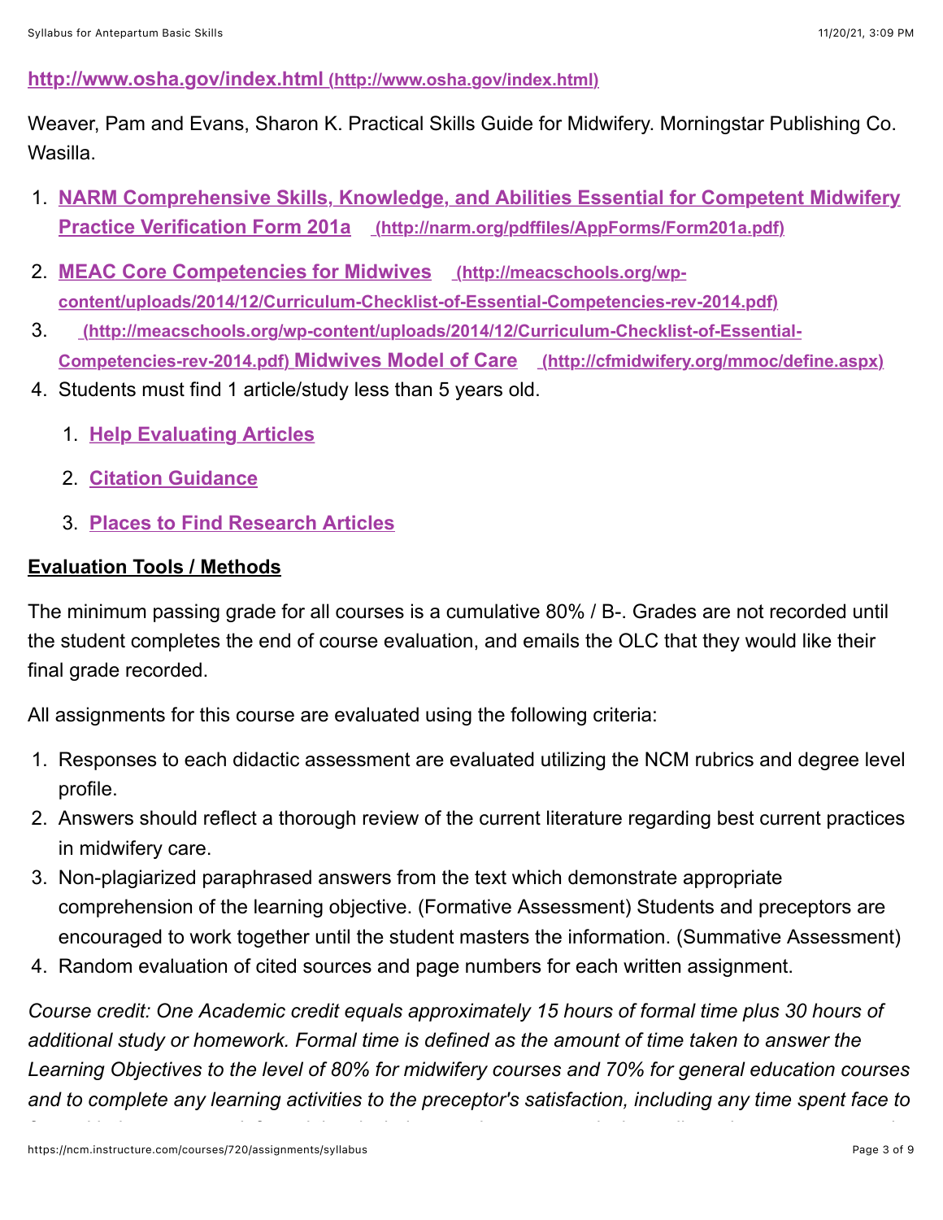**[http://www.osha.gov/index.html](http://www.osha.gov/index.html) (http://www.osha.gov/index.html)**

Weaver, Pam and Evans, Sharon K. Practical Skills Guide for Midwifery. Morningstar Publishing Co. Wasilla.

1. **[NARM Comprehensive Skills, Knowledge, and Abilities Essential for Competent Midwifery Practice Verification Form 201a](http://narm.org/pdffiles/AppForms/Form201a.pdf)** (http://narm.org/pdffiles/AppForms/Form201a.pdf)
2. **[MEAC Core Competencies for Midwives](http://meacschools.org/wp-content/uploads/2014/12/Curriculum-Checklist-of-Essential-Competencies-rev-2014.pdf)** (http://meacschools.org/wp-content/uploads/2014/12/Curriculum-Checklist-of-Essential-Competencies-rev-2014.pdf)
3. (http://meacschools.org/wp-content/uploads/2014/12/Curriculum-Checklist-of-Essential-Competencies-rev-2014.pdf) **[Midwives Model of Care](http://cfmidwifery.org/mmoc/define.aspx)** (http://cfmidwifery.org/mmoc/define.aspx)
4. Students must find 1 article/study less than 5 years old.
   1. **Help Evaluating Articles**
   2. **Citation Guidance**
   3. **Places to Find Research Articles**

**Evaluation Tools / Methods**

The minimum passing grade for all courses is a cumulative 80% / B-. Grades are not recorded until the student completes the end of course evaluation, and emails the OLC that they would like their final grade recorded.

All assignments for this course are evaluated using the following criteria:

1. Responses to each didactic assessment are evaluated utilizing the NCM rubrics and degree level profile.
2. Answers should reflect a thorough review of the current literature regarding best current practices in midwifery care.
3. Non-plagiarized paraphrased answers from the text which demonstrate appropriate comprehension of the learning objective. (Formative Assessment) Students and preceptors are encouraged to work together until the student masters the information. (Summative Assessment)
4. Random evaluation of cited sources and page numbers for each written assignment.

*Course credit: One Academic credit equals approximately 15 hours of formal time plus 30 hours of additional study or homework. Formal time is defined as the amount of time taken to answer the Learning Objectives to the level of 80% for midwifery courses and 70% for general education courses and to complete any learning activities to the preceptor's satisfaction, including any time spent face to*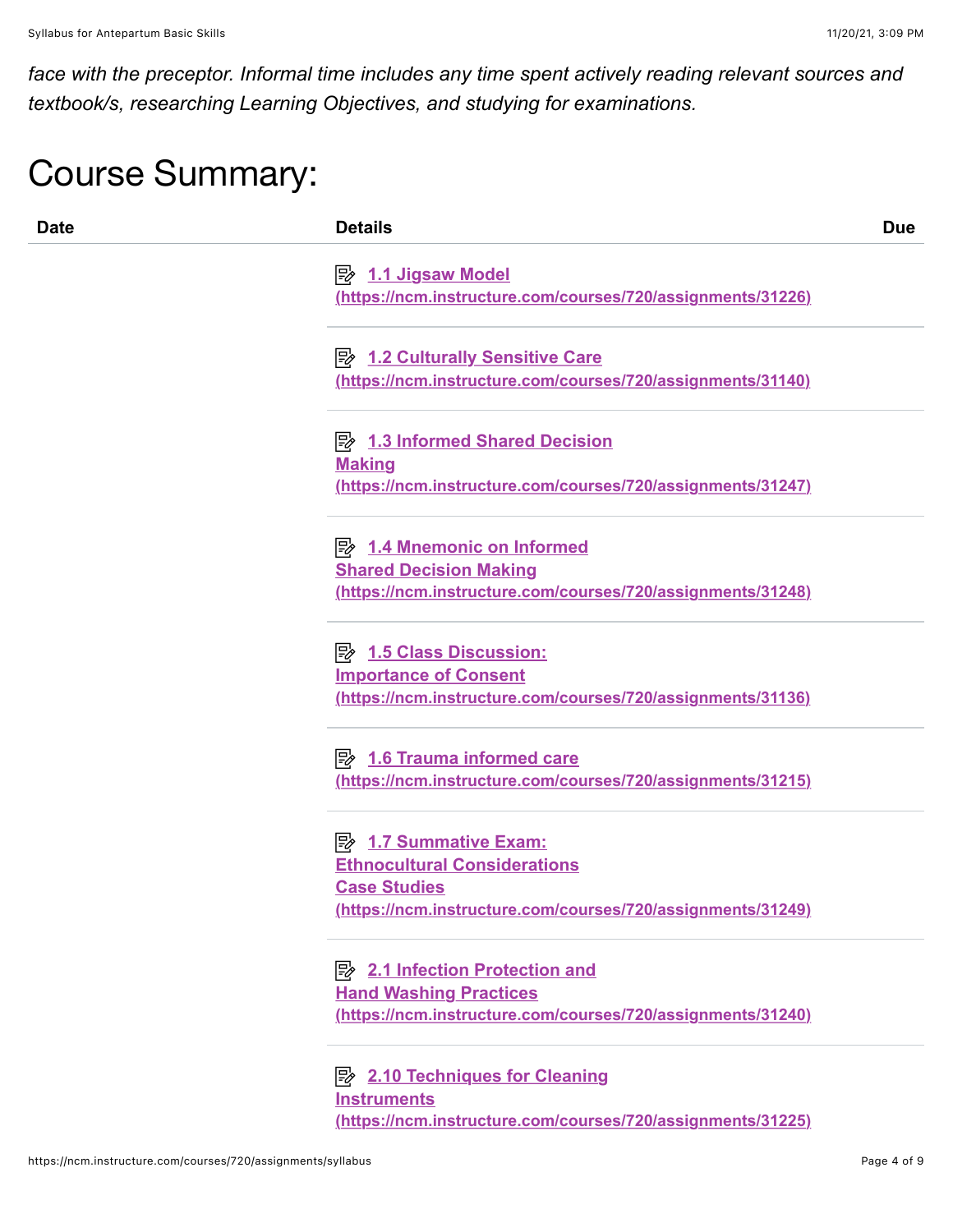*face with the preceptor. Informal time includes any time spent actively reading relevant sources and textbook/s, researching Learning Objectives, and studying for examinations.*

# Course Summary:

| Date | Details | Due |
| --- | --- | --- |
| | 1.1 Jigsaw Model (https://ncm.instructure.com/courses/720/assignments/31226) | |
| | 1.2 Culturally Sensitive Care (https://ncm.instructure.com/courses/720/assignments/31140) | |
| | 1.3 Informed Shared Decision Making (https://ncm.instructure.com/courses/720/assignments/31247) | |
| | 1.4 Mnemonic on Informed Shared Decision Making (https://ncm.instructure.com/courses/720/assignments/31248) | |
| | 1.5 Class Discussion: Importance of Consent (https://ncm.instructure.com/courses/720/assignments/31136) | |
| | 1.6 Trauma informed care (https://ncm.instructure.com/courses/720/assignments/31215) | |
| | 1.7 Summative Exam: Ethnocultural Considerations Case Studies (https://ncm.instructure.com/courses/720/assignments/31249) | |
| | 2.1 Infection Protection and Hand Washing Practices (https://ncm.instructure.com/courses/720/assignments/31240) | |
| | 2.10 Techniques for Cleaning Instruments (https://ncm.instructure.com/courses/720/assignments/31225) | |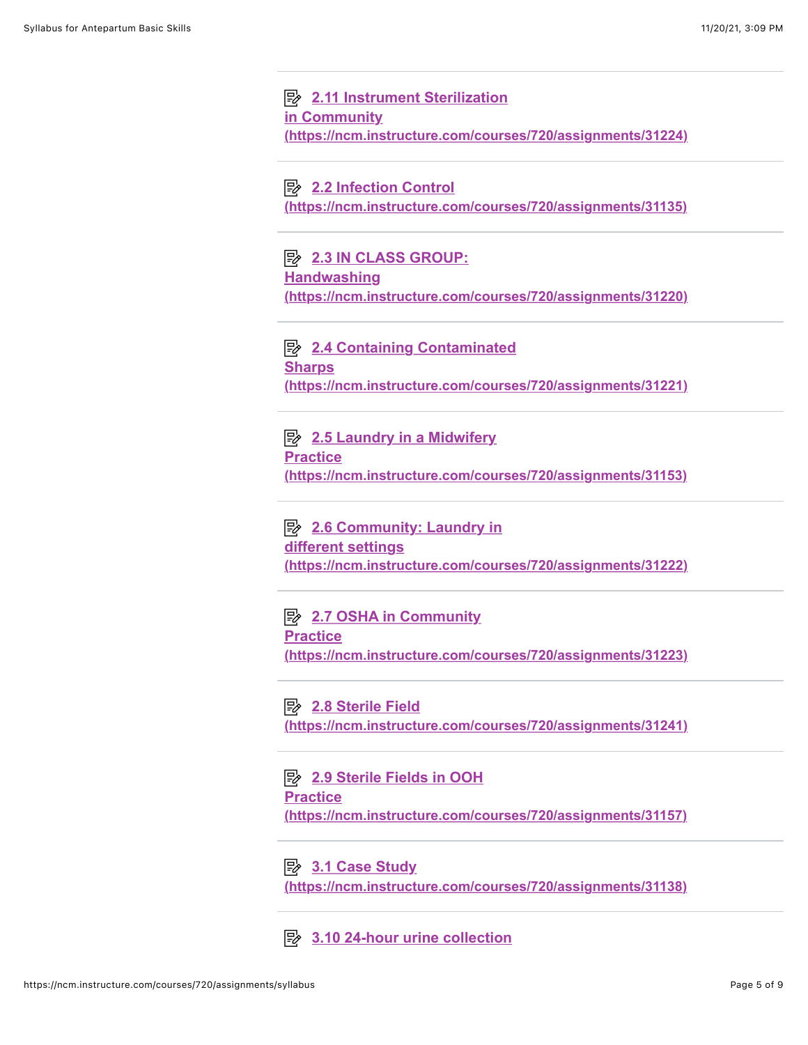[2.11 Instrument Sterilization in Community (https://ncm.instructure.com/courses/720/assignments/31224)](https://ncm.instructure.com/courses/720/assignments/31224)

[2.2 Infection Control (https://ncm.instructure.com/courses/720/assignments/31135)](https://ncm.instructure.com/courses/720/assignments/31135)

[2.3 IN CLASS GROUP: Handwashing (https://ncm.instructure.com/courses/720/assignments/31220)](https://ncm.instructure.com/courses/720/assignments/31220)

[2.4 Containing Contaminated Sharps (https://ncm.instructure.com/courses/720/assignments/31221)](https://ncm.instructure.com/courses/720/assignments/31221)

[2.5 Laundry in a Midwifery Practice (https://ncm.instructure.com/courses/720/assignments/31153)](https://ncm.instructure.com/courses/720/assignments/31153)

[2.6 Community: Laundry in different settings (https://ncm.instructure.com/courses/720/assignments/31222)](https://ncm.instructure.com/courses/720/assignments/31222)

[2.7 OSHA in Community Practice (https://ncm.instructure.com/courses/720/assignments/31223)](https://ncm.instructure.com/courses/720/assignments/31223)

[2.8 Sterile Field (https://ncm.instructure.com/courses/720/assignments/31241)](https://ncm.instructure.com/courses/720/assignments/31241)

[2.9 Sterile Fields in OOH Practice (https://ncm.instructure.com/courses/720/assignments/31157)](https://ncm.instructure.com/courses/720/assignments/31157)

[3.1 Case Study (https://ncm.instructure.com/courses/720/assignments/31138)](https://ncm.instructure.com/courses/720/assignments/31138)

3.10 24-hour urine collection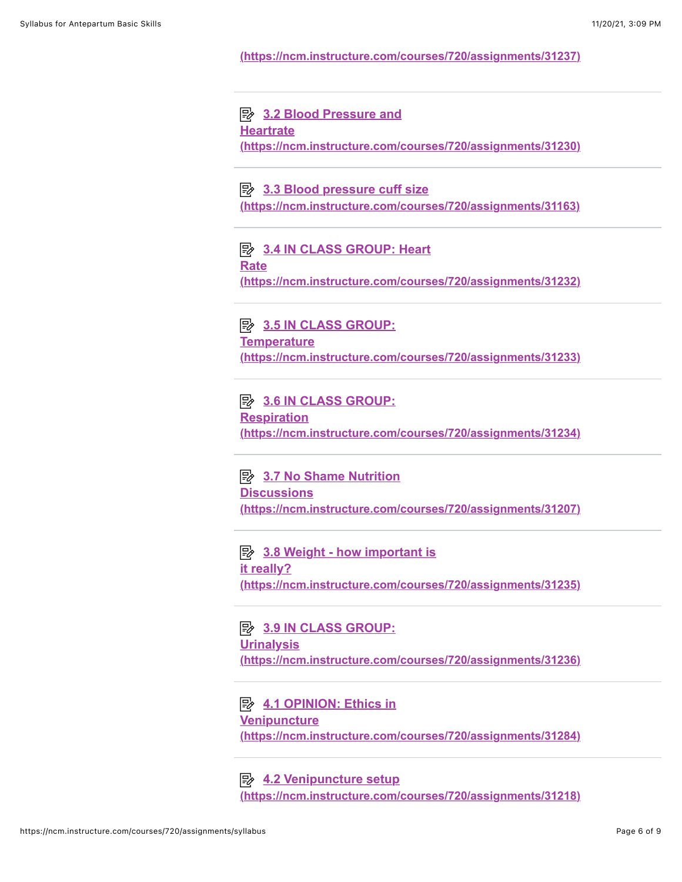(https://ncm.instructure.com/courses/720/assignments/31237)

3.2 Blood Pressure and Heartrate (https://ncm.instructure.com/courses/720/assignments/31230)

3.3 Blood pressure cuff size (https://ncm.instructure.com/courses/720/assignments/31163)

3.4 IN CLASS GROUP: Heart Rate (https://ncm.instructure.com/courses/720/assignments/31232)

3.5 IN CLASS GROUP: Temperature (https://ncm.instructure.com/courses/720/assignments/31233)

3.6 IN CLASS GROUP: Respiration (https://ncm.instructure.com/courses/720/assignments/31234)

3.7 No Shame Nutrition Discussions (https://ncm.instructure.com/courses/720/assignments/31207)

3.8 Weight - how important is it really? (https://ncm.instructure.com/courses/720/assignments/31235)

3.9 IN CLASS GROUP: Urinalysis (https://ncm.instructure.com/courses/720/assignments/31236)

4.1 OPINION: Ethics in Venipuncture (https://ncm.instructure.com/courses/720/assignments/31284)

4.2 Venipuncture setup (https://ncm.instructure.com/courses/720/assignments/31218)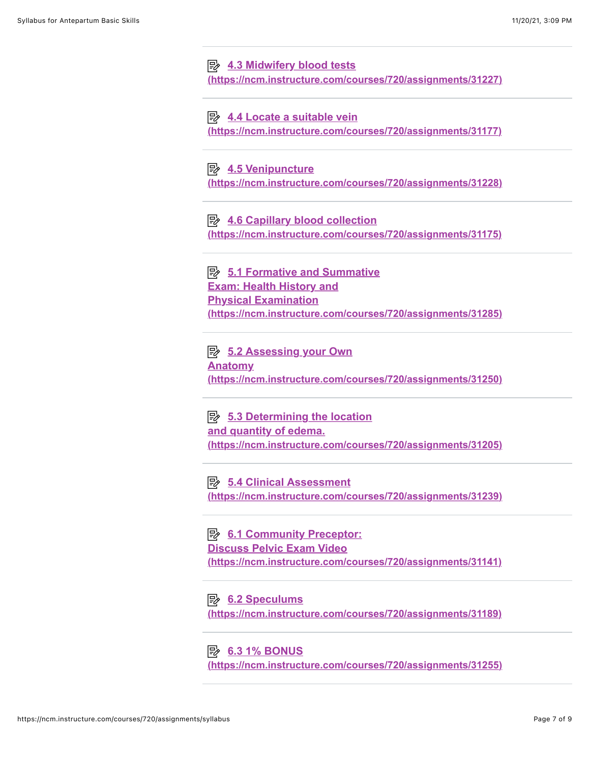[4.3 Midwifery blood tests (https://ncm.instructure.com/courses/720/assignments/31227)](https://ncm.instructure.com/courses/720/assignments/31227)

---

[4.4 Locate a suitable vein (https://ncm.instructure.com/courses/720/assignments/31177)](https://ncm.instructure.com/courses/720/assignments/31177)

---

[4.5 Venipuncture (https://ncm.instructure.com/courses/720/assignments/31228)](https://ncm.instructure.com/courses/720/assignments/31228)

---

[4.6 Capillary blood collection (https://ncm.instructure.com/courses/720/assignments/31175)](https://ncm.instructure.com/courses/720/assignments/31175)

---

[5.1 Formative and Summative Exam: Health History and Physical Examination (https://ncm.instructure.com/courses/720/assignments/31285)](https://ncm.instructure.com/courses/720/assignments/31285)

---

[5.2 Assessing your Own Anatomy (https://ncm.instructure.com/courses/720/assignments/31250)](https://ncm.instructure.com/courses/720/assignments/31250)

---

[5.3 Determining the location and quantity of edema. (https://ncm.instructure.com/courses/720/assignments/31205)](https://ncm.instructure.com/courses/720/assignments/31205)

---

[5.4 Clinical Assessment (https://ncm.instructure.com/courses/720/assignments/31239)](https://ncm.instructure.com/courses/720/assignments/31239)

---

[6.1 Community Preceptor: Discuss Pelvic Exam Video (https://ncm.instructure.com/courses/720/assignments/31141)](https://ncm.instructure.com/courses/720/assignments/31141)

---

[6.2 Speculums (https://ncm.instructure.com/courses/720/assignments/31189)](https://ncm.instructure.com/courses/720/assignments/31189)

---

[6.3 1% BONUS (https://ncm.instructure.com/courses/720/assignments/31255)](https://ncm.instructure.com/courses/720/assignments/31255)

---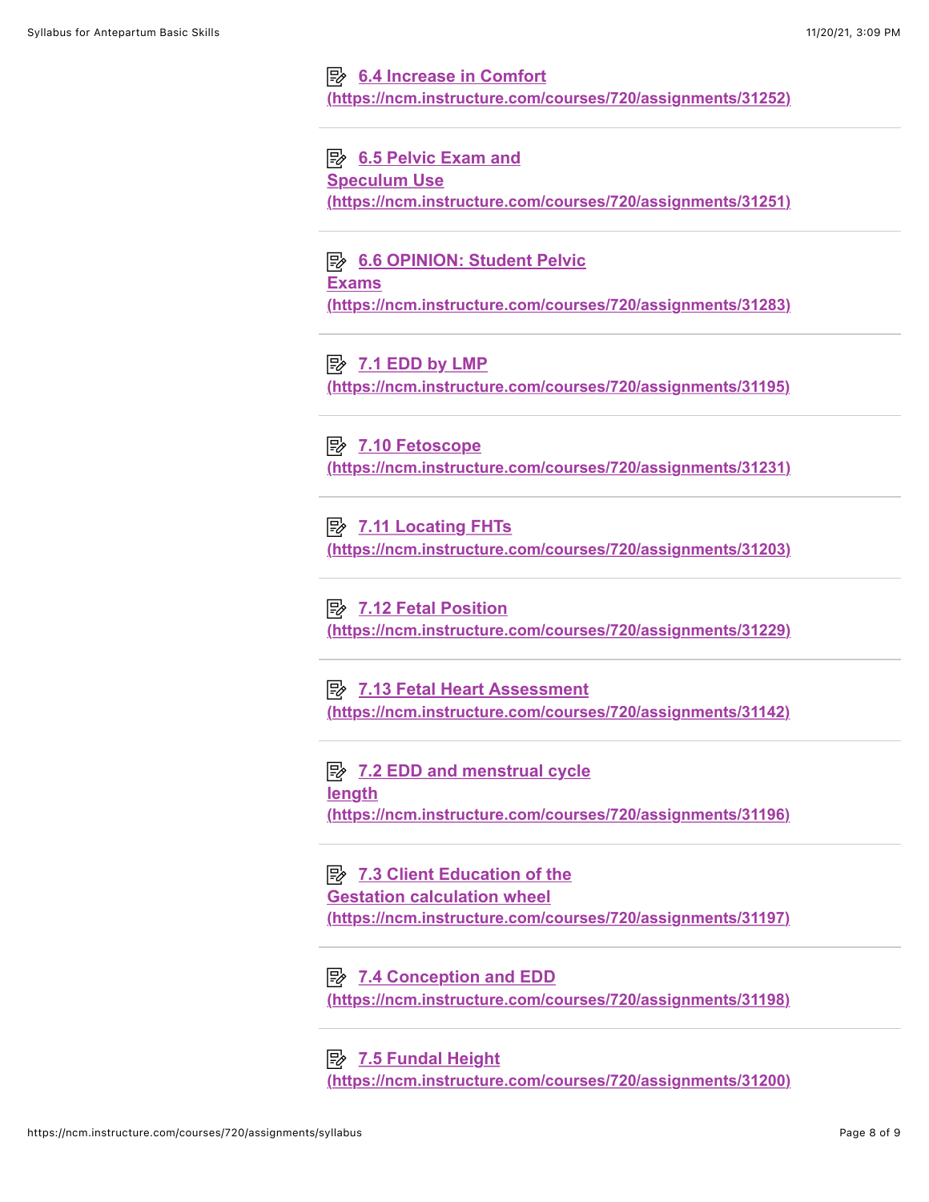[6.4 Increase in Comfort (https://ncm.instructure.com/courses/720/assignments/31252)](https://ncm.instructure.com/courses/720/assignments/31252)

---

[6.5 Pelvic Exam and Speculum Use (https://ncm.instructure.com/courses/720/assignments/31251)](https://ncm.instructure.com/courses/720/assignments/31251)

---

[6.6 OPINION: Student Pelvic Exams (https://ncm.instructure.com/courses/720/assignments/31283)](https://ncm.instructure.com/courses/720/assignments/31283)

---

[7.1 EDD by LMP (https://ncm.instructure.com/courses/720/assignments/31195)](https://ncm.instructure.com/courses/720/assignments/31195)

---

[7.10 Fetoscope (https://ncm.instructure.com/courses/720/assignments/31231)](https://ncm.instructure.com/courses/720/assignments/31231)

---

[7.11 Locating FHTs (https://ncm.instructure.com/courses/720/assignments/31203)](https://ncm.instructure.com/courses/720/assignments/31203)

---

[7.12 Fetal Position (https://ncm.instructure.com/courses/720/assignments/31229)](https://ncm.instructure.com/courses/720/assignments/31229)

---

[7.13 Fetal Heart Assessment (https://ncm.instructure.com/courses/720/assignments/31142)](https://ncm.instructure.com/courses/720/assignments/31142)

---

[7.2 EDD and menstrual cycle length (https://ncm.instructure.com/courses/720/assignments/31196)](https://ncm.instructure.com/courses/720/assignments/31196)

---

[7.3 Client Education of the Gestation calculation wheel (https://ncm.instructure.com/courses/720/assignments/31197)](https://ncm.instructure.com/courses/720/assignments/31197)

---

[7.4 Conception and EDD (https://ncm.instructure.com/courses/720/assignments/31198)](https://ncm.instructure.com/courses/720/assignments/31198)

---

[7.5 Fundal Height (https://ncm.instructure.com/courses/720/assignments/31200)](https://ncm.instructure.com/courses/720/assignments/31200)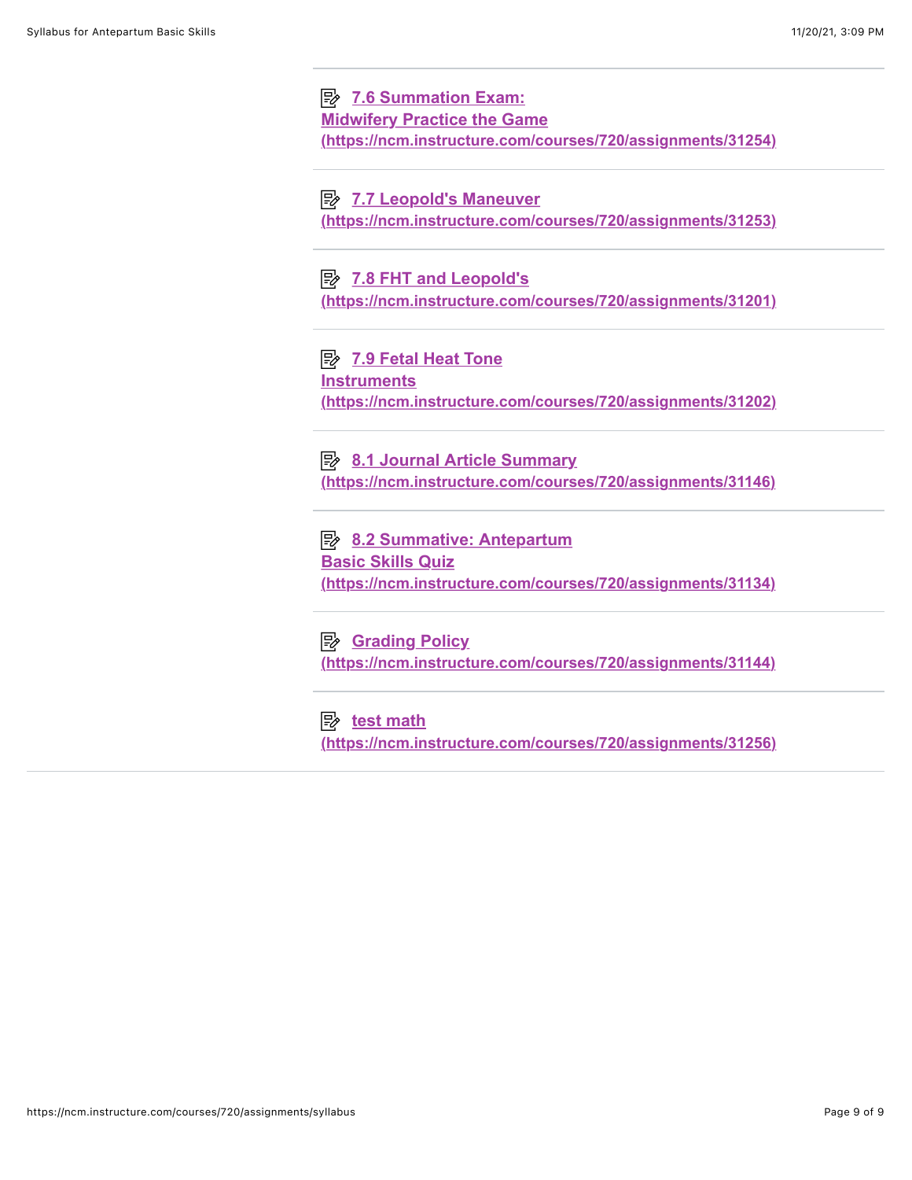[7.6 Summation Exam: Midwifery Practice the Game (https://ncm.instructure.com/courses/720/assignments/31254)](https://ncm.instructure.com/courses/720/assignments/31254)

[7.7 Leopold's Maneuver (https://ncm.instructure.com/courses/720/assignments/31253)](https://ncm.instructure.com/courses/720/assignments/31253)

[7.8 FHT and Leopold's (https://ncm.instructure.com/courses/720/assignments/31201)](https://ncm.instructure.com/courses/720/assignments/31201)

[7.9 Fetal Heat Tone Instruments (https://ncm.instructure.com/courses/720/assignments/31202)](https://ncm.instructure.com/courses/720/assignments/31202)

[8.1 Journal Article Summary (https://ncm.instructure.com/courses/720/assignments/31146)](https://ncm.instructure.com/courses/720/assignments/31146)

[8.2 Summative: Antepartum Basic Skills Quiz (https://ncm.instructure.com/courses/720/assignments/31134)](https://ncm.instructure.com/courses/720/assignments/31134)

[Grading Policy (https://ncm.instructure.com/courses/720/assignments/31144)](https://ncm.instructure.com/courses/720/assignments/31144)

[test math (https://ncm.instructure.com/courses/720/assignments/31256)](https://ncm.instructure.com/courses/720/assignments/31256)